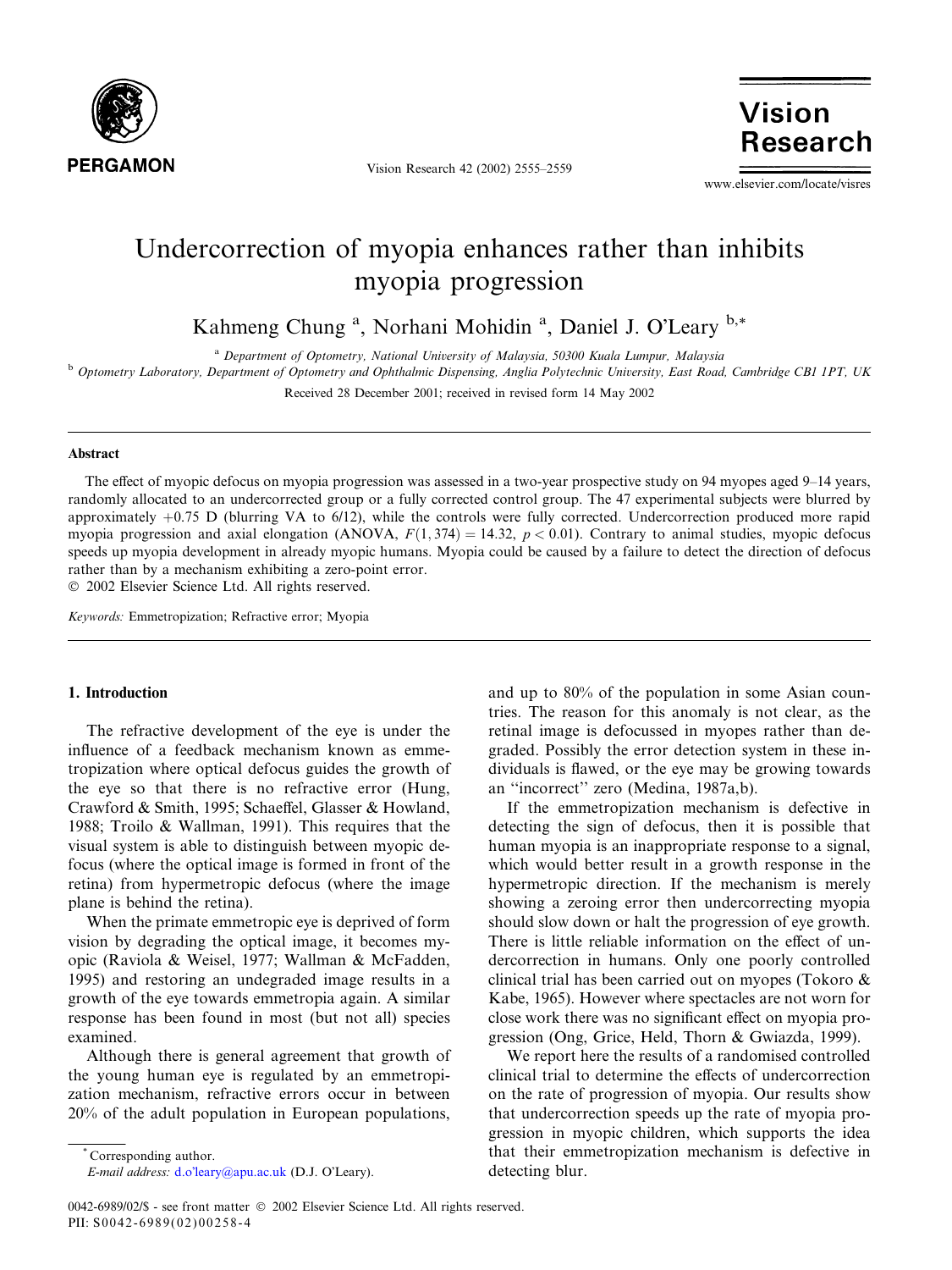# Undercorrection of myopia enhances rather than inhibits myopia progression

Kahmeng Chung [a], Norhani Mohidin [a], Daniel J. O'Leary [b,*]

[a] Department of Optometry, National University of Malaysia, 50300 Kuala Lumpur, Malaysia

[b] Optometry Laboratory, Department of Optometry and Ophthalmic Dispensing, Anglia Polytechnic University, East Road, Cambridge CB1 1PT, UK

Received 28 December 2001; received in revised form 14 May 2002

## Abstract

The effect of myopic defocus on myopia progression was assessed in a two-year prospective study on 94 myopes aged 9–14 years, randomly allocated to an undercorrected group or a fully corrected control group. The 47 experimental subjects were blurred by approximately +0.75 D (blurring VA to 6/12), while the controls were fully corrected. Undercorrection produced more rapid myopia progression and axial elongation (ANOVA, $F(1, 374) = 14.32$, $p < 0.01$). Contrary to animal studies, myopic defocus speeds up myopia development in already myopic humans. Myopia could be caused by a failure to detect the direction of defocus rather than by a mechanism exhibiting a zero-point error.

© 2002 Elsevier Science Ltd. All rights reserved.

*Keywords:* Emmetropization; Refractive error; Myopia

## 1. Introduction

The refractive development of the eye is under the influence of a feedback mechanism known as emmetropization where optical defocus guides the growth of the eye so that there is no refractive error (Hung, Crawford & Smith, 1995; Schaeffel, Glasser & Howland, 1988; Troilo & Wallman, 1991). This requires that the visual system is able to distinguish between myopic defocus (where the optical image is formed in front of the retina) from hypermetropic defocus (where the image plane is behind the retina).

When the primate emmetropic eye is deprived of form vision by degrading the optical image, it becomes myopic (Raviola & Weisel, 1977; Wallman & McFadden, 1995) and restoring an undegraded image results in a growth of the eye towards emmetropia again. A similar response has been found in most (but not all) species examined.

Although there is general agreement that growth of the young human eye is regulated by an emmetropization mechanism, refractive errors occur in between 20% of the adult population in European populations, and up to 80% of the population in some Asian countries. The reason for this anomaly is not clear, as the retinal image is defocussed in myopes rather than degraded. Possibly the error detection system in these individuals is flawed, or the eye may be growing towards an "incorrect" zero (Medina, 1987a,b).

If the emmetropization mechanism is defective in detecting the sign of defocus, then it is possible that human myopia is an inappropriate response to a signal, which would better result in a growth response in the hypermetropic direction. If the mechanism is merely showing a zeroing error then undercorrecting myopia should slow down or halt the progression of eye growth. There is little reliable information on the effect of undercorrection in humans. Only one poorly controlled clinical trial has been carried out on myopes (Tokoro & Kabe, 1965). However where spectacles are not worn for close work there was no significant effect on myopia progression (Ong, Grice, Held, Thorn & Gwiazda, 1999).

We report here the results of a randomised controlled clinical trial to determine the effects of undercorrection on the rate of progression of myopia. Our results show that undercorrection speeds up the rate of myopia progression in myopic children, which supports the idea that their emmetropization mechanism is defective in detecting blur.

\* Corresponding author.
*E-mail address:* d.o'leary@apu.ac.uk (D.J. O'Leary).

0042-6989/02/$ - see front matter © 2002 Elsevier Science Ltd. All rights reserved.
PII: S0042-6989(02)00258-4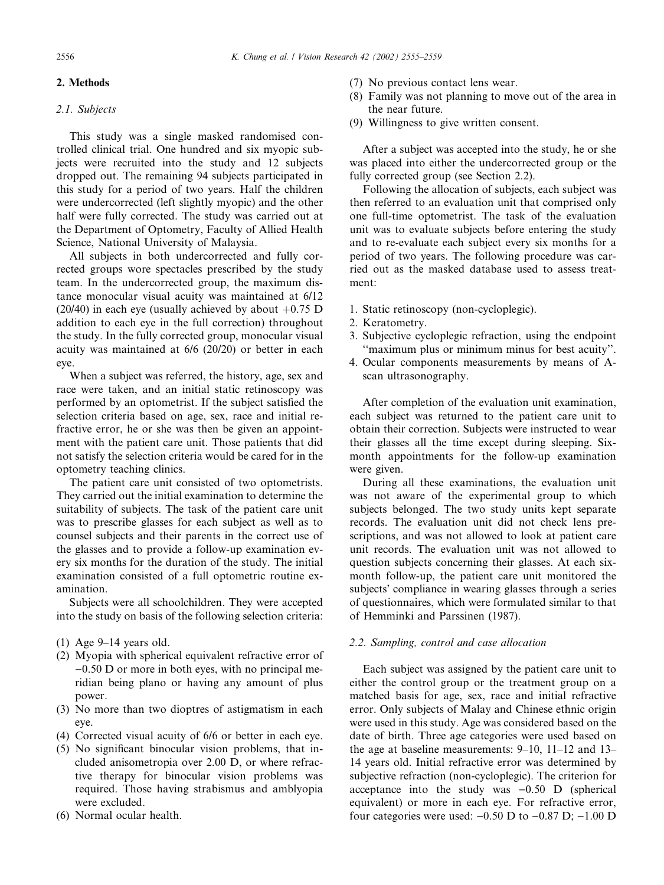## 2. Methods

### 2.1. Subjects

This study was a single masked randomised controlled clinical trial. One hundred and six myopic subjects were recruited into the study and 12 subjects dropped out. The remaining 94 subjects participated in this study for a period of two years. Half the children were undercorrected (left slightly myopic) and the other half were fully corrected. The study was carried out at the Department of Optometry, Faculty of Allied Health Science, National University of Malaysia.

All subjects in both undercorrected and fully corrected groups wore spectacles prescribed by the study team. In the undercorrected group, the maximum distance monocular visual acuity was maintained at 6/12 (20/40) in each eye (usually achieved by about +0.75 D addition to each eye in the full correction) throughout the study. In the fully corrected group, monocular visual acuity was maintained at 6/6 (20/20) or better in each eye.

When a subject was referred, the history, age, sex and race were taken, and an initial static retinoscopy was performed by an optometrist. If the subject satisfied the selection criteria based on age, sex, race and initial refractive error, he or she was then be given an appointment with the patient care unit. Those patients that did not satisfy the selection criteria would be cared for in the optometry teaching clinics.

The patient care unit consisted of two optometrists. They carried out the initial examination to determine the suitability of subjects. The task of the patient care unit was to prescribe glasses for each subject as well as to counsel subjects and their parents in the correct use of the glasses and to provide a follow-up examination every six months for the duration of the study. The initial examination consisted of a full optometric routine examination.

Subjects were all schoolchildren. They were accepted into the study on basis of the following selection criteria:

(1) Age 9–14 years old.
(2) Myopia with spherical equivalent refractive error of −0.50 D or more in both eyes, with no principal meridian being plano or having any amount of plus power.
(3) No more than two dioptres of astigmatism in each eye.
(4) Corrected visual acuity of 6/6 or better in each eye.
(5) No significant binocular vision problems, that included anisometropia over 2.00 D, or where refractive therapy for binocular vision problems was required. Those having strabismus and amblyopia were excluded.
(6) Normal ocular health.
(7) No previous contact lens wear.
(8) Family was not planning to move out of the area in the near future.
(9) Willingness to give written consent.

After a subject was accepted into the study, he or she was placed into either the undercorrected group or the fully corrected group (see Section 2.2).

Following the allocation of subjects, each subject was then referred to an evaluation unit that comprised only one full-time optometrist. The task of the evaluation unit was to evaluate subjects before entering the study and to re-evaluate each subject every six months for a period of two years. The following procedure was carried out as the masked database used to assess treatment:

1. Static retinoscopy (non-cycloplegic).
2. Keratometry.
3. Subjective cycloplegic refraction, using the endpoint "maximum plus or minimum minus for best acuity".
4. Ocular components measurements by means of A-scan ultrasonography.

After completion of the evaluation unit examination, each subject was returned to the patient care unit to obtain their correction. Subjects were instructed to wear their glasses all the time except during sleeping. Six-month appointments for the follow-up examination were given.

During all these examinations, the evaluation unit was not aware of the experimental group to which subjects belonged. The two study units kept separate records. The evaluation unit did not check lens prescriptions, and was not allowed to look at patient care unit records. The evaluation unit was not allowed to question subjects concerning their glasses. At each six-month follow-up, the patient care unit monitored the subjects' compliance in wearing glasses through a series of questionnaires, which were formulated similar to that of Hemminki and Parssinen (1987).

### 2.2. Sampling, control and case allocation

Each subject was assigned by the patient care unit to either the control group or the treatment group on a matched basis for age, sex, race and initial refractive error. Only subjects of Malay and Chinese ethnic origin were used in this study. Age was considered based on the date of birth. Three age categories were used based on the age at baseline measurements: 9–10, 11–12 and 13–14 years old. Initial refractive error was determined by subjective refraction (non-cycloplegic). The criterion for acceptance into the study was −0.50 D (spherical equivalent) or more in each eye. For refractive error, four categories were used: −0.50 D to −0.87 D; −1.00 D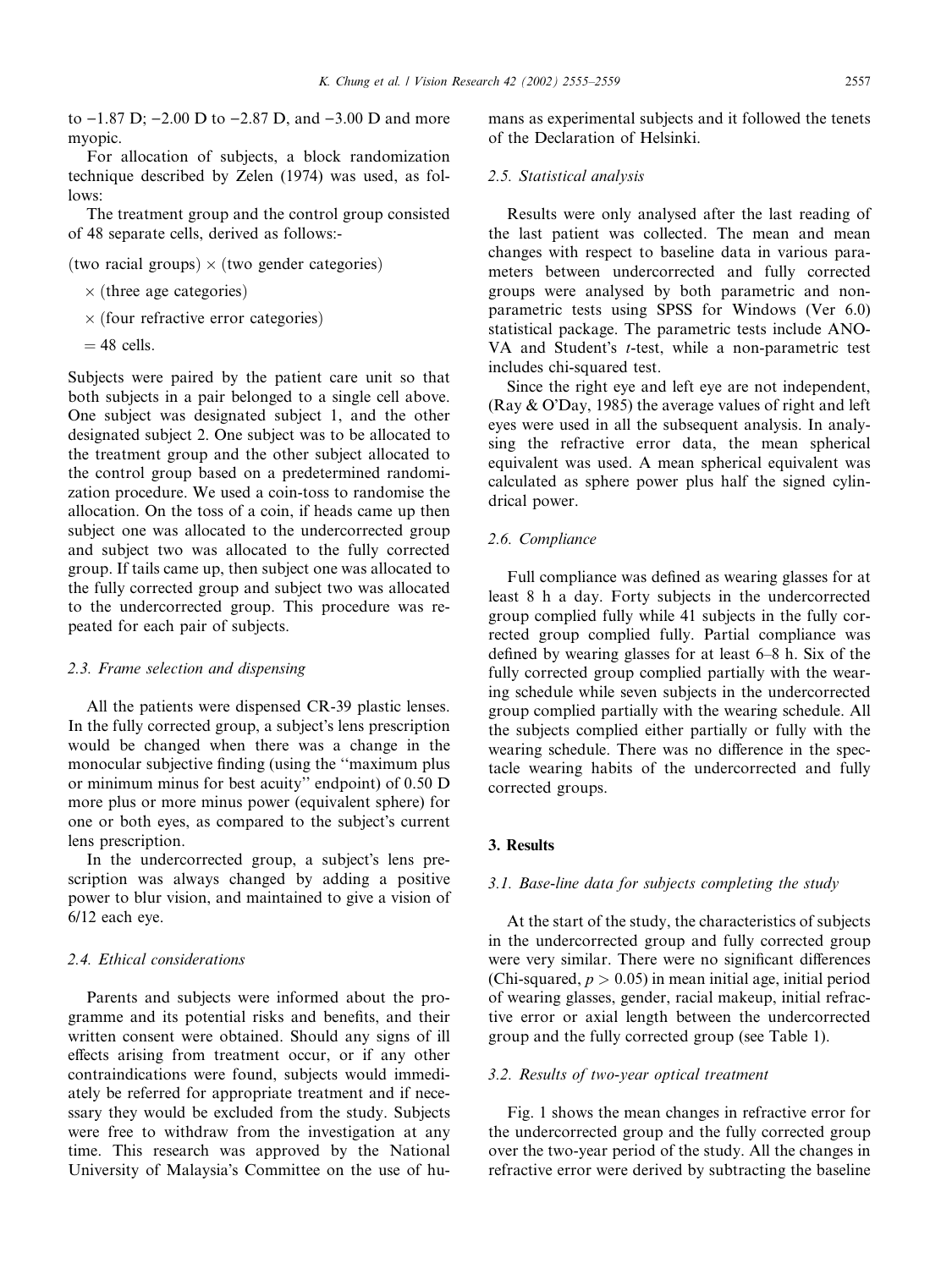to −1.87 D; −2.00 D to −2.87 D, and −3.00 D and more myopic.

For allocation of subjects, a block randomization technique described by Zelen (1974) was used, as follows:

The treatment group and the control group consisted of 48 separate cells, derived as follows:-

(two racial groups) × (two gender categories)

× (three age categories)

× (four refractive error categories)

= 48 cells.

Subjects were paired by the patient care unit so that both subjects in a pair belonged to a single cell above. One subject was designated subject 1, and the other designated subject 2. One subject was to be allocated to the treatment group and the other subject allocated to the control group based on a predetermined randomization procedure. We used a coin-toss to randomise the allocation. On the toss of a coin, if heads came up then subject one was allocated to the undercorrected group and subject two was allocated to the fully corrected group. If tails came up, then subject one was allocated to the fully corrected group and subject two was allocated to the undercorrected group. This procedure was repeated for each pair of subjects.

### 2.3. Frame selection and dispensing

All the patients were dispensed CR-39 plastic lenses. In the fully corrected group, a subject's lens prescription would be changed when there was a change in the monocular subjective finding (using the "maximum plus or minimum minus for best acuity" endpoint) of 0.50 D more plus or more minus power (equivalent sphere) for one or both eyes, as compared to the subject's current lens prescription.

In the undercorrected group, a subject's lens prescription was always changed by adding a positive power to blur vision, and maintained to give a vision of 6/12 each eye.

### 2.4. Ethical considerations

Parents and subjects were informed about the programme and its potential risks and benefits, and their written consent were obtained. Should any signs of ill effects arising from treatment occur, or if any other contraindications were found, subjects would immediately be referred for appropriate treatment and if necessary they would be excluded from the study. Subjects were free to withdraw from the investigation at any time. This research was approved by the National University of Malaysia's Committee on the use of humans as experimental subjects and it followed the tenets of the Declaration of Helsinki.

### 2.5. Statistical analysis

Results were only analysed after the last reading of the last patient was collected. The mean and mean changes with respect to baseline data in various parameters between undercorrected and fully corrected groups were analysed by both parametric and non-parametric tests using SPSS for Windows (Ver 6.0) statistical package. The parametric tests include ANOVA and Student's *t*-test, while a non-parametric test includes chi-squared test.

Since the right eye and left eye are not independent, (Ray & O'Day, 1985) the average values of right and left eyes were used in all the subsequent analysis. In analysing the refractive error data, the mean spherical equivalent was used. A mean spherical equivalent was calculated as sphere power plus half the signed cylindrical power.

### 2.6. Compliance

Full compliance was defined as wearing glasses for at least 8 h a day. Forty subjects in the undercorrected group complied fully while 41 subjects in the fully corrected group complied fully. Partial compliance was defined by wearing glasses for at least 6–8 h. Six of the fully corrected group complied partially with the wearing schedule while seven subjects in the undercorrected group complied partially with the wearing schedule. All the subjects complied either partially or fully with the wearing schedule. There was no difference in the spectacle wearing habits of the undercorrected and fully corrected groups.

## 3. Results

### 3.1. Base-line data for subjects completing the study

At the start of the study, the characteristics of subjects in the undercorrected group and fully corrected group were very similar. There were no significant differences (Chi-squared, $p > 0.05$) in mean initial age, initial period of wearing glasses, gender, racial makeup, initial refractive error or axial length between the undercorrected group and the fully corrected group (see Table 1).

### 3.2. Results of two-year optical treatment

Fig. 1 shows the mean changes in refractive error for the undercorrected group and the fully corrected group over the two-year period of the study. All the changes in refractive error were derived by subtracting the baseline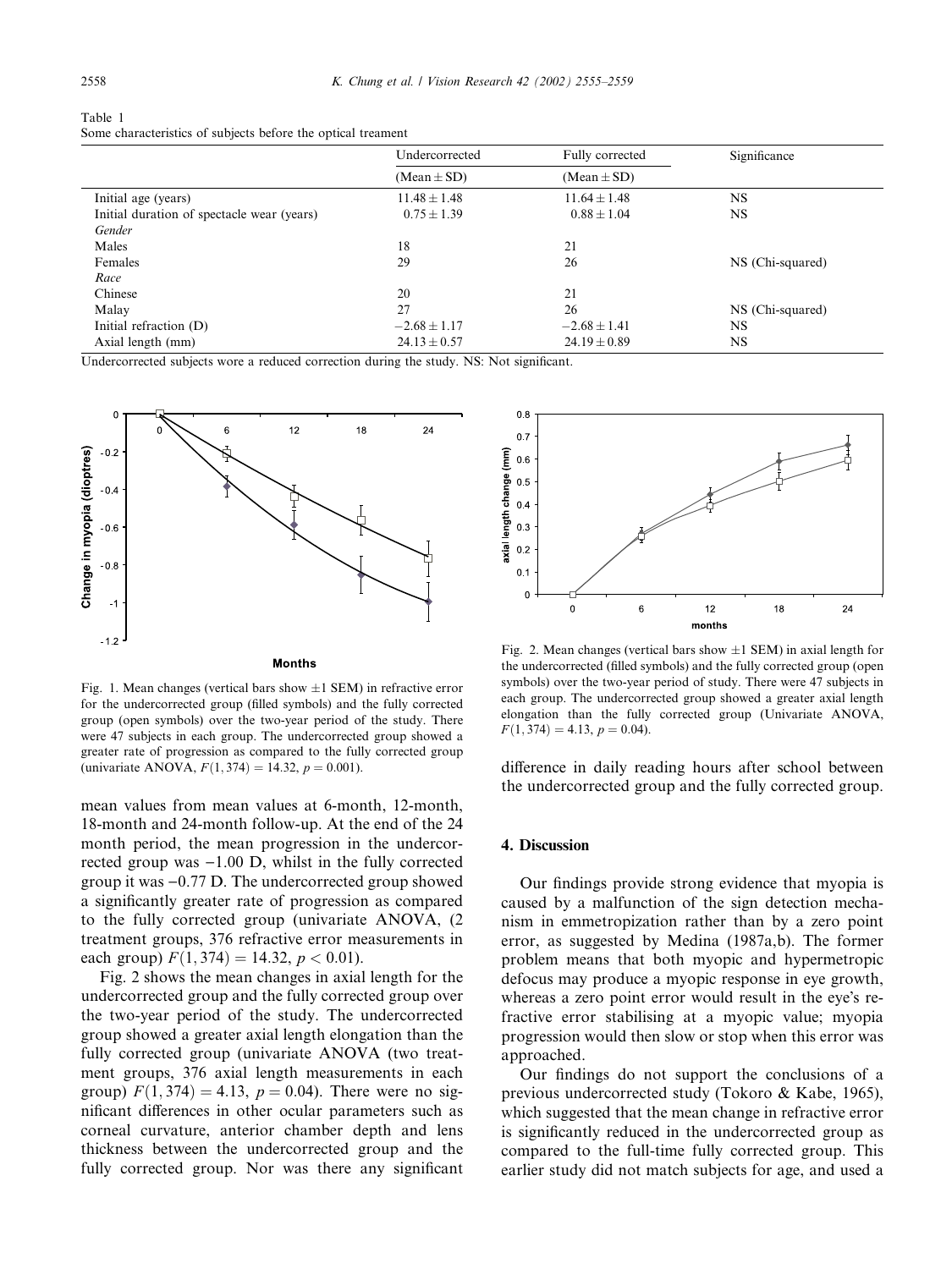Table 1
Some characteristics of subjects before the optical treament

| | Undercorrected (Mean ± SD) | Fully corrected (Mean ± SD) | Significance |
|---|---|---|---|
| Initial age (years) | 11.48 ± 1.48 | 11.64 ± 1.48 | NS |
| Initial duration of spectacle wear (years) | 0.75 ± 1.39 | 0.88 ± 1.04 | NS |
| *Gender* | | | |
| Males | 18 | 21 | |
| Females | 29 | 26 | NS (Chi-squared) |
| *Race* | | | |
| Chinese | 20 | 21 | |
| Malay | 27 | 26 | NS (Chi-squared) |
| Initial refraction (D) | −2.68 ± 1.17 | −2.68 ± 1.41 | NS |
| Axial length (mm) | 24.13 ± 0.57 | 24.19 ± 0.89 | NS |

Undercorrected subjects wore a reduced correction during the study. NS: Not significant.

Fig. 1. Mean changes (vertical bars show ±1 SEM) in refractive error for the undercorrected group (filled symbols) and the fully corrected group (open symbols) over the two-year period of the study. There were 47 subjects in each group. The undercorrected group showed a greater rate of progression as compared to the fully corrected group (univariate ANOVA, $F(1, 374) = 14.32$, $p = 0.001$).

Fig. 2. Mean changes (vertical bars show ±1 SEM) in axial length for the undercorrected (filled symbols) and the fully corrected group (open symbols) over the two-year period of study. There were 47 subjects in each group. The undercorrected group showed a greater axial length elongation than the fully corrected group (Univariate ANOVA, $F(1, 374) = 4.13$, $p = 0.04$).

mean values from mean values at 6-month, 12-month, 18-month and 24-month follow-up. At the end of the 24 month period, the mean progression in the undercorrected group was −1.00 D, whilst in the fully corrected group it was −0.77 D. The undercorrected group showed a significantly greater rate of progression as compared to the fully corrected group (univariate ANOVA, (2 treatment groups, 376 refractive error measurements in each group) $F(1, 374) = 14.32$, $p < 0.01$).

Fig. 2 shows the mean changes in axial length for the undercorrected group and the fully corrected group over the two-year period of the study. The undercorrected group showed a greater axial length elongation than the fully corrected group (univariate ANOVA (two treatment groups, 376 axial length measurements in each group) $F(1, 374) = 4.13$, $p = 0.04$). There were no significant differences in other ocular parameters such as corneal curvature, anterior chamber depth and lens thickness between the undercorrected group and the fully corrected group. Nor was there any significant difference in daily reading hours after school between the undercorrected group and the fully corrected group.

## 4. Discussion

Our findings provide strong evidence that myopia is caused by a malfunction of the sign detection mechanism in emmetropization rather than by a zero point error, as suggested by Medina (1987a,b). The former problem means that both myopic and hypermetropic defocus may produce a myopic response in eye growth, whereas a zero point error would result in the eye's refractive error stabilising at a myopic value; myopia progression would then slow or stop when this error was approached.

Our findings do not support the conclusions of a previous undercorrected study (Tokoro & Kabe, 1965), which suggested that the mean change in refractive error is significantly reduced in the undercorrected group as compared to the full-time fully corrected group. This earlier study did not match subjects for age, and used a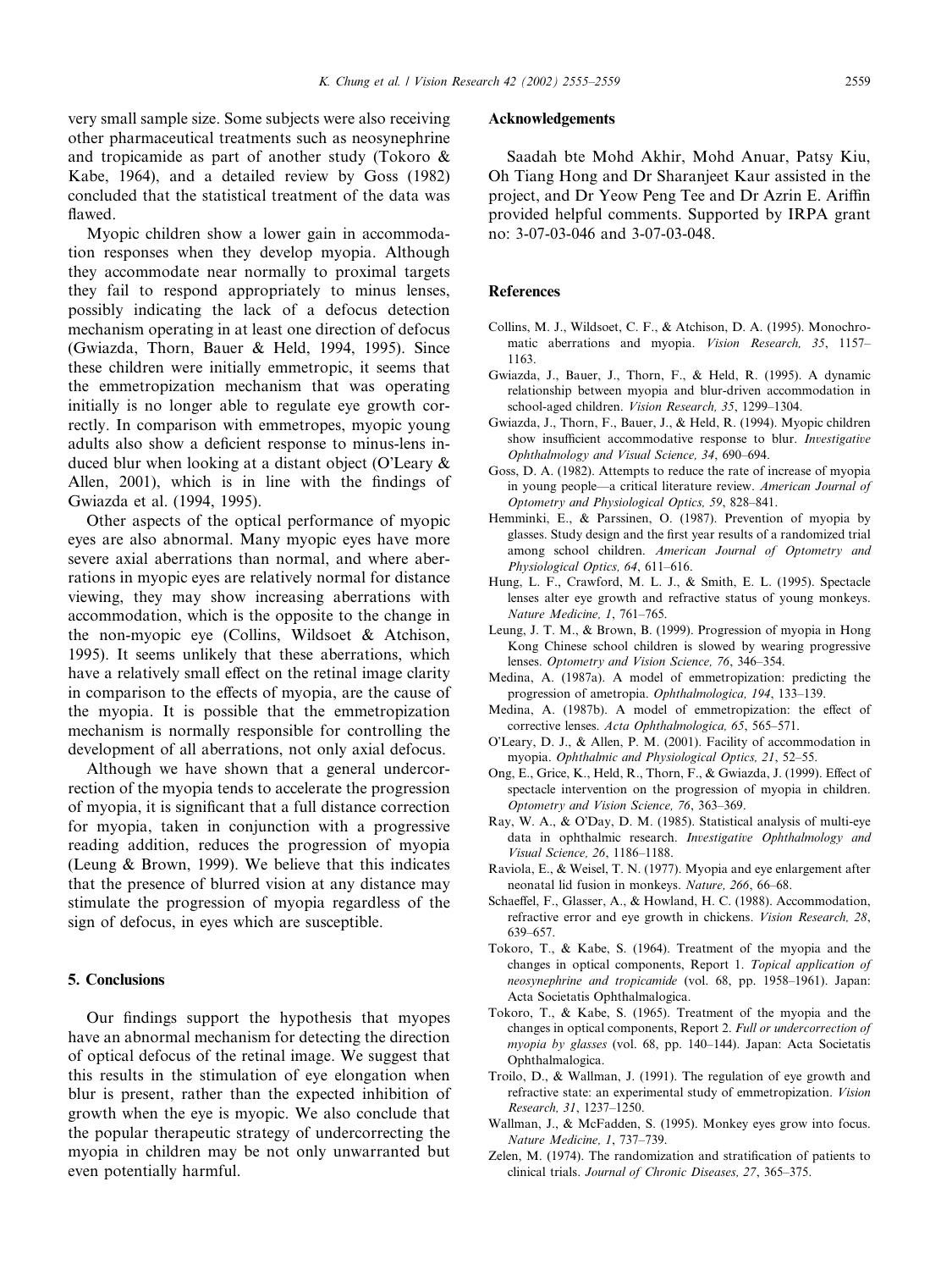very small sample size. Some subjects were also receiving other pharmaceutical treatments such as neosynephrine and tropicamide as part of another study (Tokoro & Kabe, 1964), and a detailed review by Goss (1982) concluded that the statistical treatment of the data was flawed.

Myopic children show a lower gain in accommodation responses when they develop myopia. Although they accommodate near normally to proximal targets they fail to respond appropriately to minus lenses, possibly indicating the lack of a defocus detection mechanism operating in at least one direction of defocus (Gwiazda, Thorn, Bauer & Held, 1994, 1995). Since these children were initially emmetropic, it seems that the emmetropization mechanism that was operating initially is no longer able to regulate eye growth correctly. In comparison with emmetropes, myopic young adults also show a deficient response to minus-lens induced blur when looking at a distant object (O'Leary & Allen, 2001), which is in line with the findings of Gwiazda et al. (1994, 1995).

Other aspects of the optical performance of myopic eyes are also abnormal. Many myopic eyes have more severe axial aberrations than normal, and where aberrations in myopic eyes are relatively normal for distance viewing, they may show increasing aberrations with accommodation, which is the opposite to the change in the non-myopic eye (Collins, Wildsoet & Atchison, 1995). It seems unlikely that these aberrations, which have a relatively small effect on the retinal image clarity in comparison to the effects of myopia, are the cause of the myopia. It is possible that the emmetropization mechanism is normally responsible for controlling the development of all aberrations, not only axial defocus.

Although we have shown that a general undercorrection of the myopia tends to accelerate the progression of myopia, it is significant that a full distance correction for myopia, taken in conjunction with a progressive reading addition, reduces the progression of myopia (Leung & Brown, 1999). We believe that this indicates that the presence of blurred vision at any distance may stimulate the progression of myopia regardless of the sign of defocus, in eyes which are susceptible.

## 5. Conclusions

Our findings support the hypothesis that myopes have an abnormal mechanism for detecting the direction of optical defocus of the retinal image. We suggest that this results in the stimulation of eye elongation when blur is present, rather than the expected inhibition of growth when the eye is myopic. We also conclude that the popular therapeutic strategy of undercorrecting the myopia in children may be not only unwarranted but even potentially harmful.

## Acknowledgements

Saadah bte Mohd Akhir, Mohd Anuar, Patsy Kiu, Oh Tiang Hong and Dr Sharanjeet Kaur assisted in the project, and Dr Yeow Peng Tee and Dr Azrin E. Ariffin provided helpful comments. Supported by IRPA grant no: 3-07-03-046 and 3-07-03-048.

## References

Collins, M. J., Wildsoet, C. F., & Atchison, D. A. (1995). Monochromatic aberrations and myopia. *Vision Research, 35*, 1157–1163.

Gwiazda, J., Bauer, J., Thorn, F., & Held, R. (1995). A dynamic relationship between myopia and blur-driven accommodation in school-aged children. *Vision Research, 35*, 1299–1304.

Gwiazda, J., Thorn, F., Bauer, J., & Held, R. (1994). Myopic children show insufficient accommodative response to blur. *Investigative Ophthalmology and Visual Science, 34*, 690–694.

Goss, D. A. (1982). Attempts to reduce the rate of increase of myopia in young people—a critical literature review. *American Journal of Optometry and Physiological Optics, 59*, 828–841.

Hemminki, E., & Parssinen, O. (1987). Prevention of myopia by glasses. Study design and the first year results of a randomized trial among school children. *American Journal of Optometry and Physiological Optics, 64*, 611–616.

Hung, L. F., Crawford, M. L. J., & Smith, E. L. (1995). Spectacle lenses alter eye growth and refractive status of young monkeys. *Nature Medicine, 1*, 761–765.

Leung, J. T. M., & Brown, B. (1999). Progression of myopia in Hong Kong Chinese school children is slowed by wearing progressive lenses. *Optometry and Vision Science, 76*, 346–354.

Medina, A. (1987a). A model of emmetropization: predicting the progression of ametropia. *Ophthalmologica, 194*, 133–139.

Medina, A. (1987b). A model of emmetropization: the effect of corrective lenses. *Acta Ophthalmologica, 65*, 565–571.

O'Leary, D. J., & Allen, P. M. (2001). Facility of accommodation in myopia. *Ophthalmic and Physiological Optics, 21*, 52–55.

Ong, E., Grice, K., Held, R., Thorn, F., & Gwiazda, J. (1999). Effect of spectacle intervention on the progression of myopia in children. *Optometry and Vision Science, 76*, 363–369.

Ray, W. A., & O'Day, D. M. (1985). Statistical analysis of multi-eye data in ophthalmic research. *Investigative Ophthalmology and Visual Science, 26*, 1186–1188.

Raviola, E., & Weisel, T. N. (1977). Myopia and eye enlargement after neonatal lid fusion in monkeys. *Nature, 266*, 66–68.

Schaeffel, F., Glasser, A., & Howland, H. C. (1988). Accommodation, refractive error and eye growth in chickens. *Vision Research, 28*, 639–657.

Tokoro, T., & Kabe, S. (1964). Treatment of the myopia and the changes in optical components, Report 1. *Topical application of neosynephrine and tropicamide* (vol. 68, pp. 1958–1961). Japan: Acta Societatis Ophthalmalogica.

Tokoro, T., & Kabe, S. (1965). Treatment of the myopia and the changes in optical components, Report 2. *Full or undercorrection of myopia by glasses* (vol. 68, pp. 140–144). Japan: Acta Societatis Ophthalmalogica.

Troilo, D., & Wallman, J. (1991). The regulation of eye growth and refractive state: an experimental study of emmetropization. *Vision Research, 31*, 1237–1250.

Wallman, J., & McFadden, S. (1995). Monkey eyes grow into focus. *Nature Medicine, 1*, 737–739.

Zelen, M. (1974). The randomization and stratification of patients to clinical trials. *Journal of Chronic Diseases, 27*, 365–375.